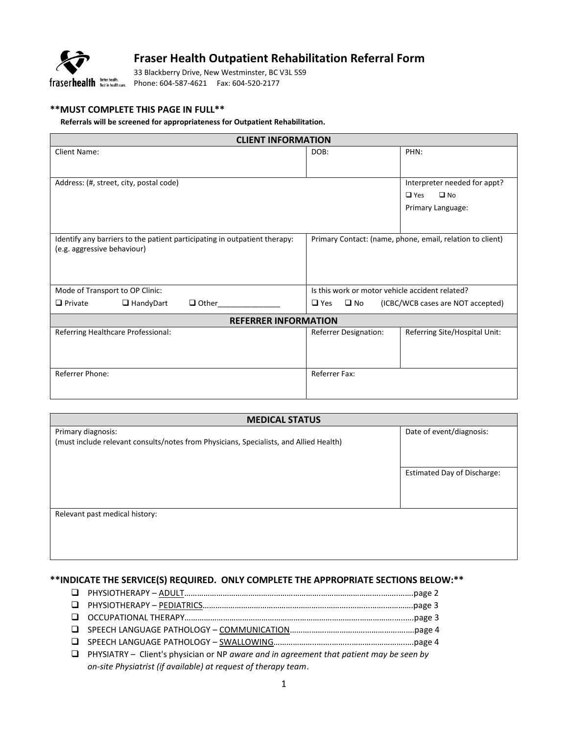# Fraser Health Outpatient Rehabilitation Referral Form

33 Blackberry Drive, New Westminster, BC V3L 5S9
Phone: 604-587-4621 Fax: 604-520-2177

**\*\*MUST COMPLETE THIS PAGE IN FULL\*\***

**Referrals will be screened for appropriateness for Outpatient Rehabilitation.**

| CLIENT INFORMATION | | |
|---|---|---|
| Client Name: | DOB: | PHN: |
| Address: (#, street, city, postal code) | | Interpreter needed for appt? ❑ Yes ❑ No<br>Primary Language: |
| Identify any barriers to the patient participating in outpatient therapy: (e.g. aggressive behaviour) | Primary Contact: (name, phone, email, relation to client) | |
| Mode of Transport to OP Clinic:<br>❑ Private ❑ HandyDart ❑ Other_______________ | Is this work or motor vehicle accident related?<br>❑ Yes ❑ No (ICBC/WCB cases are NOT accepted) | |
| **REFERRER INFORMATION** | | |
| Referring Healthcare Professional: | Referrer Designation: | Referring Site/Hospital Unit: |
| Referrer Phone: | Referrer Fax: | |

| MEDICAL STATUS | |
|---|---|
| Primary diagnosis:<br>(must include relevant consults/notes from Physicians, Specialists, and Allied Health) | Date of event/diagnosis: |
| | Estimated Day of Discharge: |
| Relevant past medical history: | |

**\*\*INDICATE THE SERVICE(S) REQUIRED. ONLY COMPLETE THE APPROPRIATE SECTIONS BELOW:\*\***

- ❑ PHYSIOTHERAPY – ADULT……………………………………………………………page 2
- ❑ PHYSIOTHERAPY – PEDIATRICS……………………………………………………page 3
- ❑ OCCUPATIONAL THERAPY…………………………………………………………page 3
- ❑ SPEECH LANGUAGE PATHOLOGY – COMMUNICATION………………………page 4
- ❑ SPEECH LANGUAGE PATHOLOGY – SWALLOWING…………………………page 4
- ❑ PHYSIATRY – Client's physician or NP *aware and in agreement that patient may be seen by on-site Physiatrist (if available) at request of therapy team*.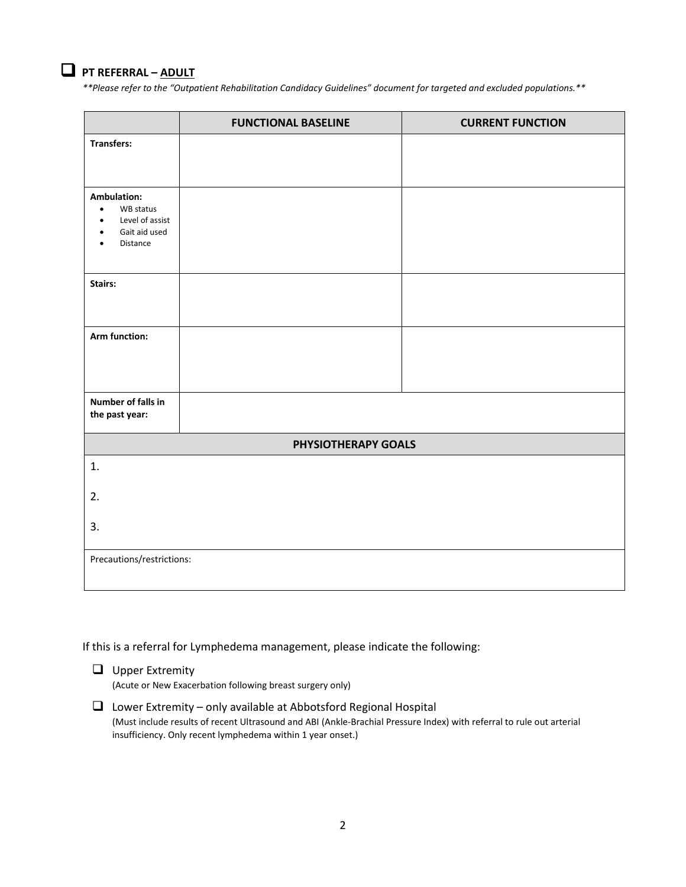## ☐ PT REFERRAL – <u>ADULT</u>

*\*\*Please refer to the "Outpatient Rehabilitation Candidacy Guidelines" document for targeted and excluded populations.\*\**

| | **FUNCTIONAL BASELINE** | **CURRENT FUNCTION** |
|---|---|---|
| **Transfers:** | | |
| **Ambulation:**<br>• WB status<br>• Level of assist<br>• Gait aid used<br>• Distance | | |
| **Stairs:** | | |
| **Arm function:** | | |
| **Number of falls in the past year:** | | |

| **PHYSIOTHERAPY GOALS** |
|---|
| 1. |
| 2. |
| 3. |
| Precautions/restrictions: |

If this is a referral for Lymphedema management, please indicate the following:

- ☐ Upper Extremity
  (Acute or New Exacerbation following breast surgery only)
- ☐ Lower Extremity – only available at Abbotsford Regional Hospital
  (Must include results of recent Ultrasound and ABI (Ankle-Brachial Pressure Index) with referral to rule out arterial insufficiency. Only recent lymphedema within 1 year onset.)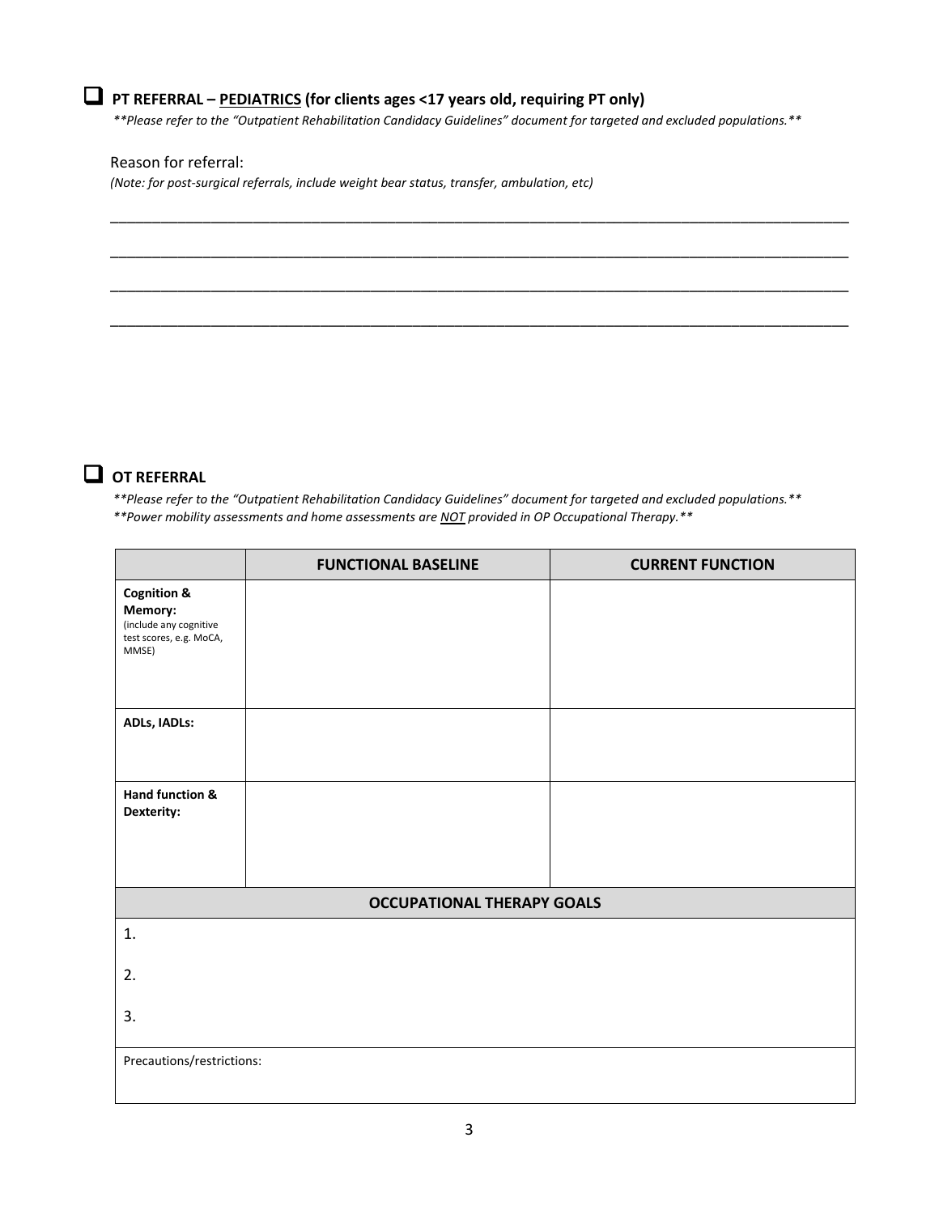## ☐ PT REFERRAL – PEDIATRICS (for clients ages <17 years old, requiring PT only)

*\*\*Please refer to the "Outpatient Rehabilitation Candidacy Guidelines" document for targeted and excluded populations.\*\**

Reason for referral:

*(Note: for post-surgical referrals, include weight bear status, transfer, ambulation, etc)*

\_\_\_\_\_\_\_\_\_\_\_\_\_\_\_\_\_\_\_\_\_\_\_\_\_\_\_\_\_\_\_\_\_\_\_\_\_\_\_\_\_\_\_\_\_\_\_\_\_\_\_\_\_\_\_\_\_\_\_\_\_\_\_\_\_\_\_\_\_\_\_\_\_\_\_\_\_\_

\_\_\_\_\_\_\_\_\_\_\_\_\_\_\_\_\_\_\_\_\_\_\_\_\_\_\_\_\_\_\_\_\_\_\_\_\_\_\_\_\_\_\_\_\_\_\_\_\_\_\_\_\_\_\_\_\_\_\_\_\_\_\_\_\_\_\_\_\_\_\_\_\_\_\_\_\_\_

\_\_\_\_\_\_\_\_\_\_\_\_\_\_\_\_\_\_\_\_\_\_\_\_\_\_\_\_\_\_\_\_\_\_\_\_\_\_\_\_\_\_\_\_\_\_\_\_\_\_\_\_\_\_\_\_\_\_\_\_\_\_\_\_\_\_\_\_\_\_\_\_\_\_\_\_\_\_

\_\_\_\_\_\_\_\_\_\_\_\_\_\_\_\_\_\_\_\_\_\_\_\_\_\_\_\_\_\_\_\_\_\_\_\_\_\_\_\_\_\_\_\_\_\_\_\_\_\_\_\_\_\_\_\_\_\_\_\_\_\_\_\_\_\_\_\_\_\_\_\_\_\_\_\_\_\_

## ☐ OT REFERRAL

*\*\*Please refer to the "Outpatient Rehabilitation Candidacy Guidelines" document for targeted and excluded populations.\*\**

*\*\*Power mobility assessments and home assessments are NOT provided in OP Occupational Therapy.\*\**

| | FUNCTIONAL BASELINE | CURRENT FUNCTION |
|---|---|---|
| **Cognition & Memory:** (include any cognitive test scores, e.g. MoCA, MMSE) | | |
| **ADLs, IADLs:** | | |
| **Hand function & Dexterity:** | | |
| **OCCUPATIONAL THERAPY GOALS** | | |
| 1. | | |
| 2. | | |
| 3. | | |
| Precautions/restrictions: | | |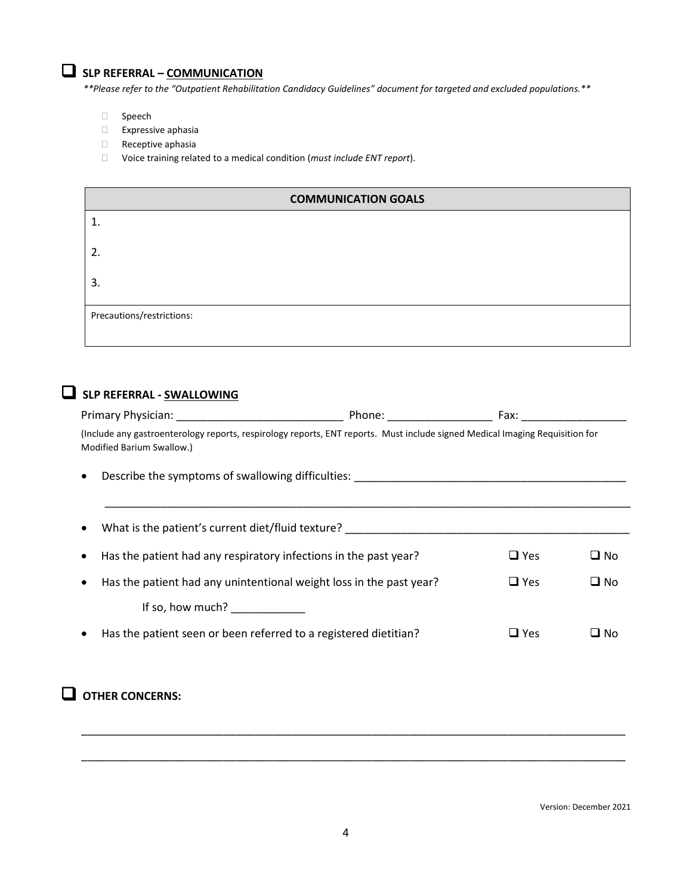## ❑ SLP REFERRAL – COMMUNICATION

*\*\*Please refer to the "Outpatient Rehabilitation Candidacy Guidelines" document for targeted and excluded populations.\*\**

- ☐ Speech
- ☐ Expressive aphasia
- ☐ Receptive aphasia
- ☐ Voice training related to a medical condition (*must include ENT report*).

| COMMUNICATION GOALS |
|---|
| 1. |
| 2. |
| 3. |
| Precautions/restrictions: |

## ❑ SLP REFERRAL - SWALLOWING

Primary Physician: ___________________________ Phone: _________________ Fax: _________________

(Include any gastroenterology reports, respirology reports, ENT reports. Must include signed Medical Imaging Requisition for Modified Barium Swallow.)

- Describe the symptoms of swallowing difficulties: ____________________________________________

  ________________________________________________________________________________________

- What is the patient's current diet/fluid texture? ______________________________________________
- Has the patient had any respiratory infections in the past year? ❑ Yes ❑ No
- Has the patient had any unintentional weight loss in the past year? ❑ Yes ❑ No

  If so, how much? ____________

- Has the patient seen or been referred to a registered dietitian? ❑ Yes ❑ No

## ❑ OTHER CONCERNS:

________________________________________________________________________________________

________________________________________________________________________________________

Version: December 2021